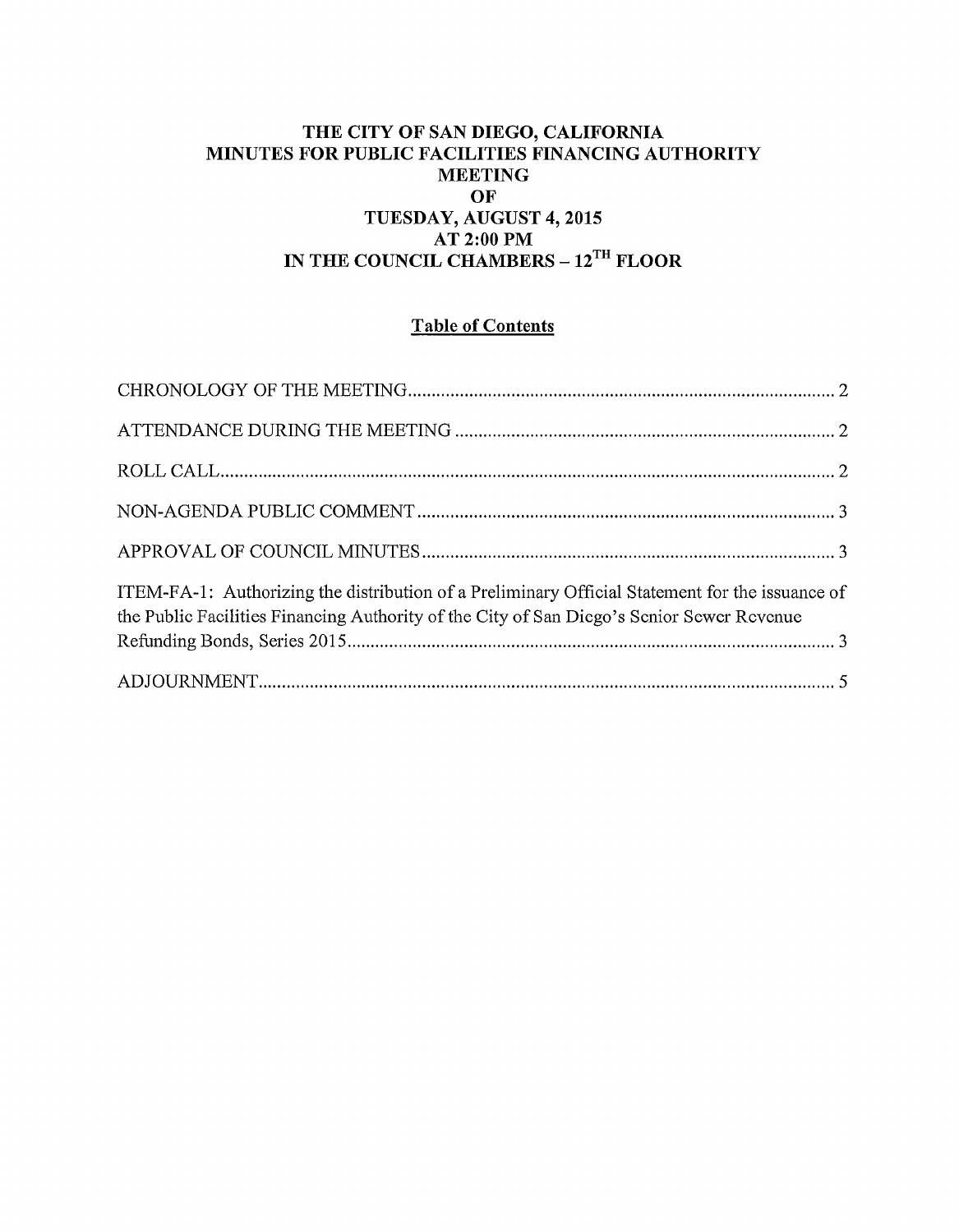# THE CITY OF SAN DIEGO, CALIFORNIA
# MINUTES FOR PUBLIC FACILITIES FINANCING AUTHORITY MEETING OF TUESDAY, AUGUST 4, 2015 AT 2:00 PM IN THE COUNCIL CHAMBERS – 12TH FLOOR

## Table of Contents

CHRONOLOGY OF THE MEETING .......... 2

ATTENDANCE DURING THE MEETING .......... 2

ROLL CALL .......... 2

NON-AGENDA PUBLIC COMMENT .......... 3

APPROVAL OF COUNCIL MINUTES .......... 3

ITEM-FA-1: Authorizing the distribution of a Preliminary Official Statement for the issuance of the Public Facilities Financing Authority of the City of San Diego's Senior Sewer Revenue Refunding Bonds, Series 2015 .......... 3

ADJOURNMENT .......... 5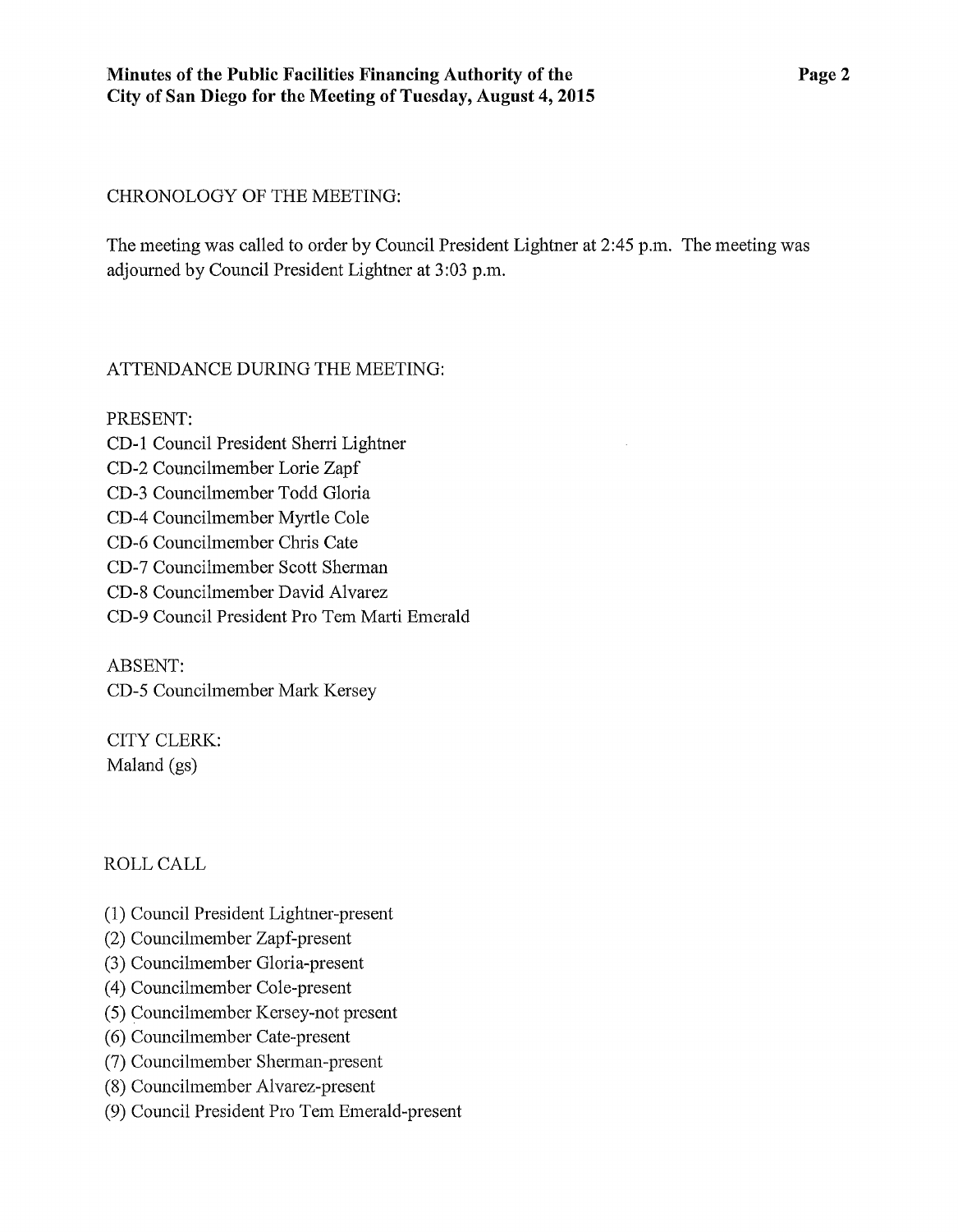CHRONOLOGY OF THE MEETING:

The meeting was called to order by Council President Lightner at 2:45 p.m. The meeting was adjourned by Council President Lightner at 3:03 p.m.

ATTENDANCE DURING THE MEETING:

PRESENT:
CD-1 Council President Sherri Lightner
CD-2 Councilmember Lorie Zapf
CD-3 Councilmember Todd Gloria
CD-4 Councilmember Myrtle Cole
CD-6 Councilmember Chris Cate
CD-7 Councilmember Scott Sherman
CD-8 Councilmember David Alvarez
CD-9 Council President Pro Tem Marti Emerald

ABSENT:
CD-5 Councilmember Mark Kersey

CITY CLERK:
Maland (gs)

ROLL CALL

(1) Council President Lightner-present
(2) Councilmember Zapf-present
(3) Councilmember Gloria-present
(4) Councilmember Cole-present
(5) Councilmember Kersey-not present
(6) Councilmember Cate-present
(7) Councilmember Sherman-present
(8) Councilmember Alvarez-present
(9) Council President Pro Tem Emerald-present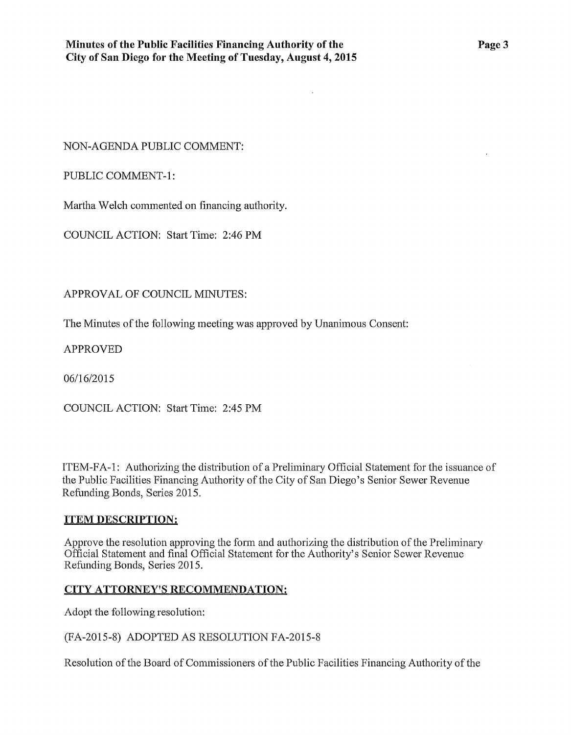NON-AGENDA PUBLIC COMMENT:

PUBLIC COMMENT-1:

Martha Welch commented on financing authority.

COUNCIL ACTION: Start Time: 2:46 PM

APPROVAL OF COUNCIL MINUTES:

The Minutes of the following meeting was approved by Unanimous Consent:

APPROVED

06/16/2015

COUNCIL ACTION: Start Time: 2:45 PM

ITEM-FA-1: Authorizing the distribution of a Preliminary Official Statement for the issuance of the Public Facilities Financing Authority of the City of San Diego's Senior Sewer Revenue Refunding Bonds, Series 2015.

**ITEM DESCRIPTION:**

Approve the resolution approving the form and authorizing the distribution of the Preliminary Official Statement and final Official Statement for the Authority's Senior Sewer Revenue Refunding Bonds, Series 2015.

**CITY ATTORNEY'S RECOMMENDATION:**

Adopt the following resolution:

(FA-2015-8) ADOPTED AS RESOLUTION FA-2015-8

Resolution of the Board of Commissioners of the Public Facilities Financing Authority of the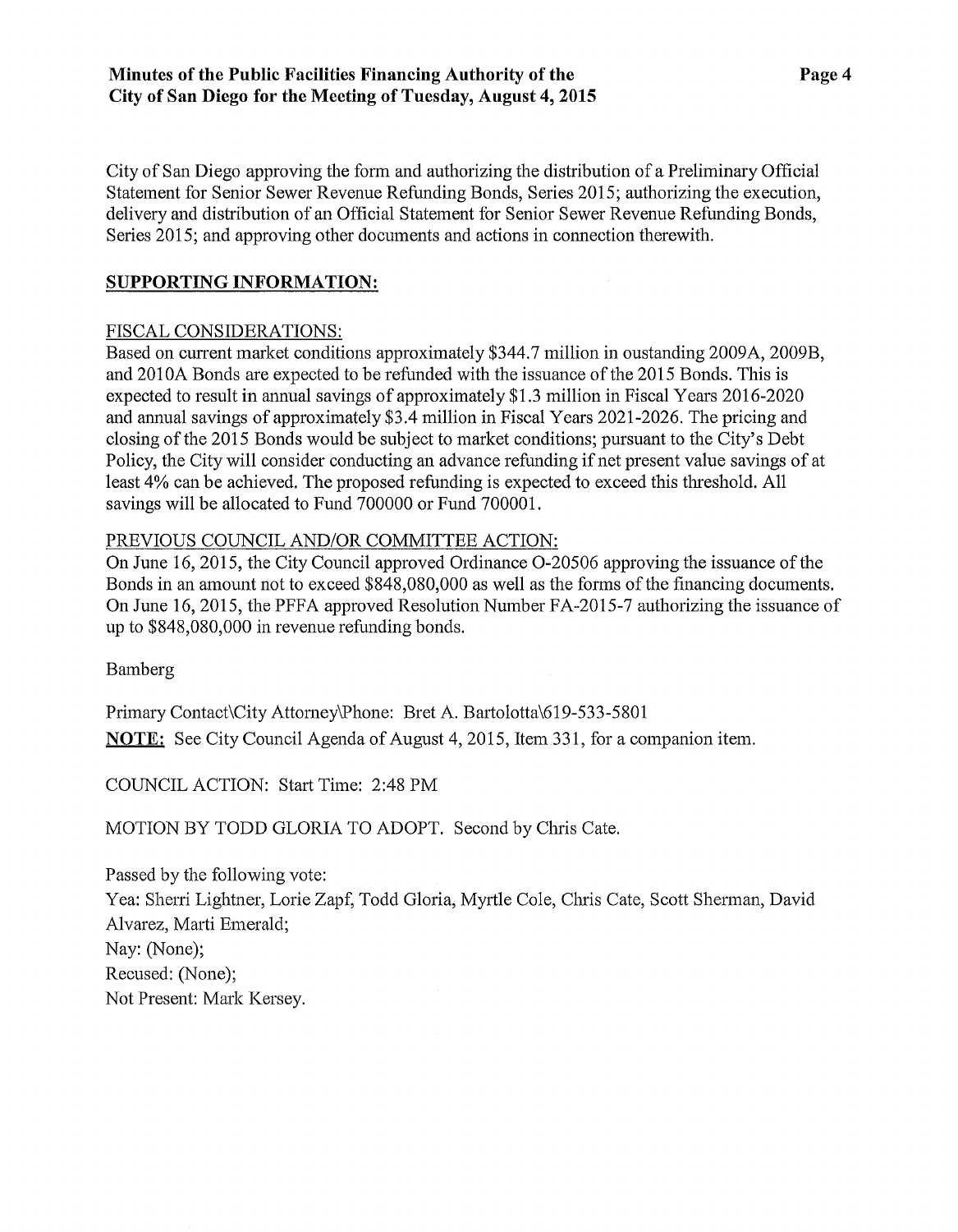City of San Diego approving the form and authorizing the distribution of a Preliminary Official Statement for Senior Sewer Revenue Refunding Bonds, Series 2015; authorizing the execution, delivery and distribution of an Official Statement for Senior Sewer Revenue Refunding Bonds, Series 2015; and approving other documents and actions in connection therewith.

**SUPPORTING INFORMATION:**

FISCAL CONSIDERATIONS:
Based on current market conditions approximately $344.7 million in oustanding 2009A, 2009B, and 2010A Bonds are expected to be refunded with the issuance of the 2015 Bonds. This is expected to result in annual savings of approximately $1.3 million in Fiscal Years 2016-2020 and annual savings of approximately $3.4 million in Fiscal Years 2021-2026. The pricing and closing of the 2015 Bonds would be subject to market conditions; pursuant to the City's Debt Policy, the City will consider conducting an advance refunding if net present value savings of at least 4% can be achieved. The proposed refunding is expected to exceed this threshold. All savings will be allocated to Fund 700000 or Fund 700001.

PREVIOUS COUNCIL AND/OR COMMITTEE ACTION:
On June 16, 2015, the City Council approved Ordinance O-20506 approving the issuance of the Bonds in an amount not to exceed $848,080,000 as well as the forms of the financing documents. On June 16, 2015, the PFFA approved Resolution Number FA-2015-7 authorizing the issuance of up to $848,080,000 in revenue refunding bonds.

Bamberg

Primary Contact\City Attorney\Phone: Bret A. Bartolotta\619-533-5801

**NOTE:** See City Council Agenda of August 4, 2015, Item 331, for a companion item.

COUNCIL ACTION: Start Time: 2:48 PM

MOTION BY TODD GLORIA TO ADOPT. Second by Chris Cate.

Passed by the following vote:
Yea: Sherri Lightner, Lorie Zapf, Todd Gloria, Myrtle Cole, Chris Cate, Scott Sherman, David Alvarez, Marti Emerald;
Nay: (None);
Recused: (None);
Not Present: Mark Kersey.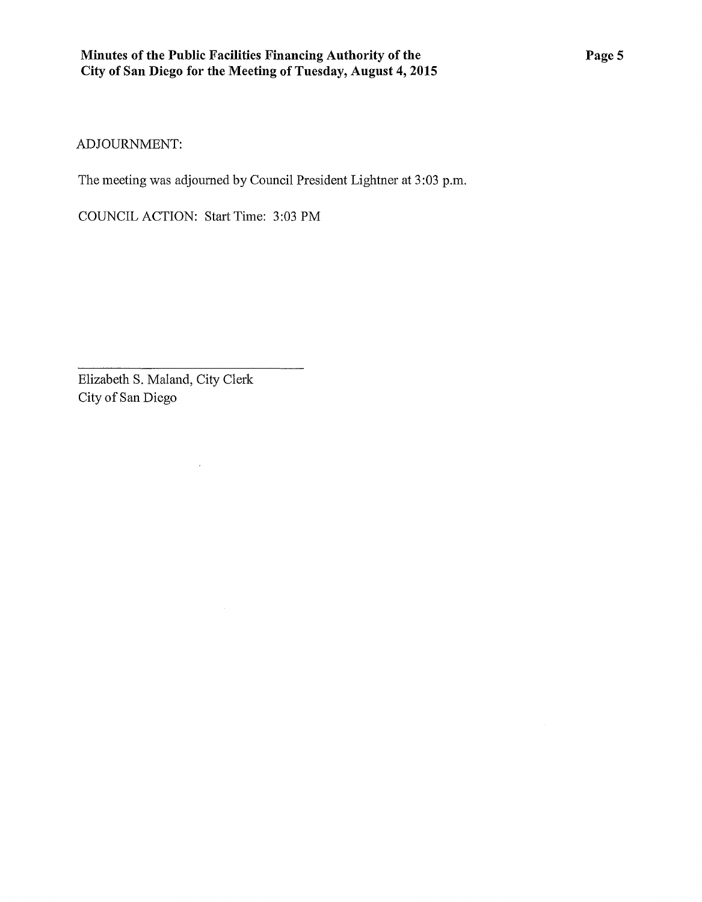ADJOURNMENT:

The meeting was adjourned by Council President Lightner at 3:03 p.m.

COUNCIL ACTION: Start Time: 3:03 PM

\_\_\_\_\_\_\_\_\_\_\_\_\_\_\_\_\_\_\_\_\_\_\_\_\_\_\_\_\_\_\_\_

Elizabeth S. Maland, City Clerk
City of San Diego